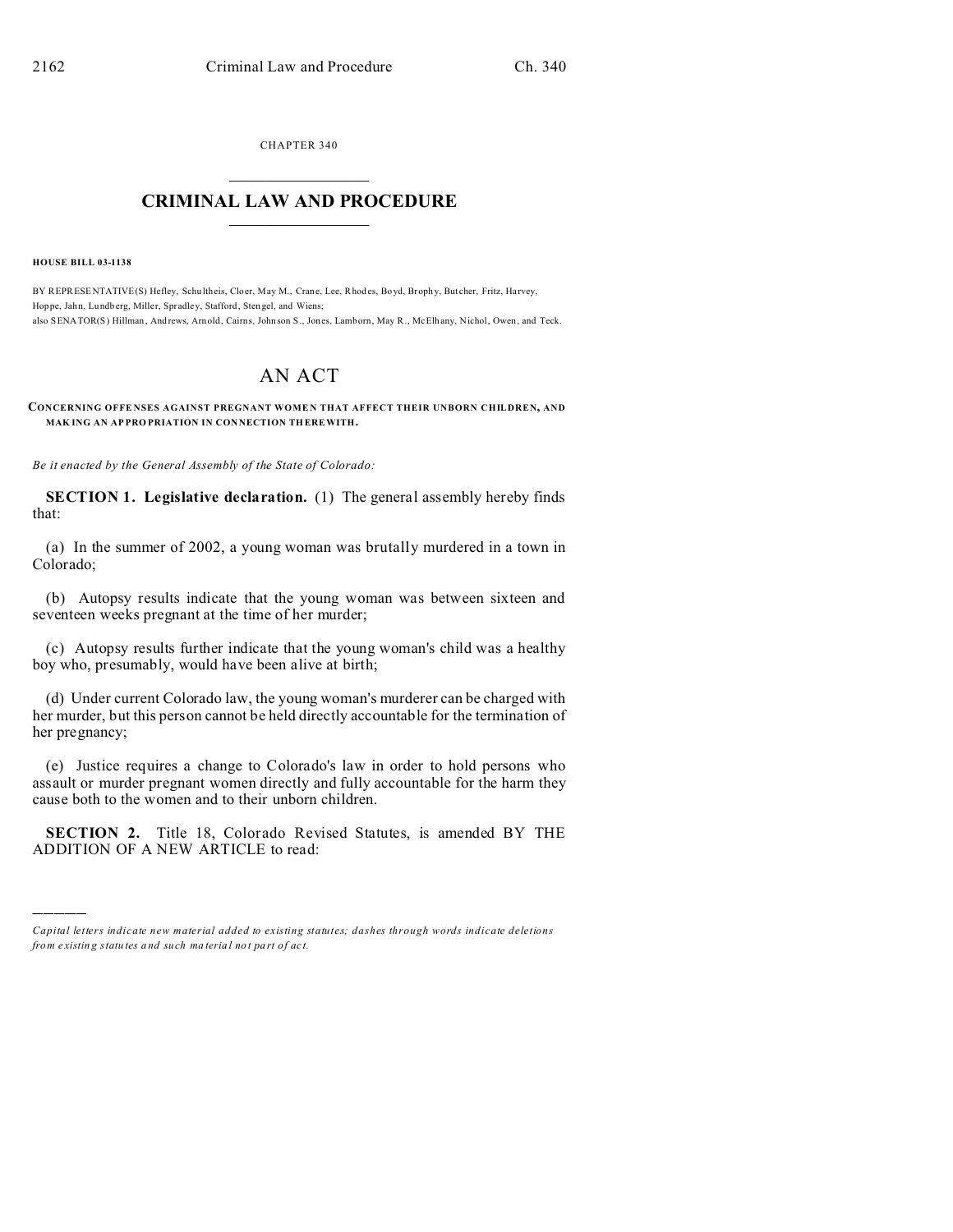CHAPTER 340

# CRIMINAL LAW AND PROCEDURE

**HOUSE BILL 03-1138**

BY REPRESENTATIVE(S) Hefley, Schultheis, Cloer, May M., Crane, Lee, Rhodes, Boyd, Brophy, Butcher, Fritz, Harvey, Hoppe, Jahn, Lundberg, Miller, Spradley, Stafford, Stengel, and Wiens;
also SENATOR(S) Hillman, Andrews, Arnold, Cairns, Johnson S., Jones, Lamborn, May R., McElhany, Nichol, Owen, and Teck.

## AN ACT

**CONCERNING OFFENSES AGAINST PREGNANT WOMEN THAT AFFECT THEIR UNBORN CHILDREN, AND MAKING AN APPROPRIATION IN CONNECTION THEREWITH.**

*Be it enacted by the General Assembly of the State of Colorado:*

**SECTION 1. Legislative declaration.** (1) The general assembly hereby finds that:

(a) In the summer of 2002, a young woman was brutally murdered in a town in Colorado;

(b) Autopsy results indicate that the young woman was between sixteen and seventeen weeks pregnant at the time of her murder;

(c) Autopsy results further indicate that the young woman's child was a healthy boy who, presumably, would have been alive at birth;

(d) Under current Colorado law, the young woman's murderer can be charged with her murder, but this person cannot be held directly accountable for the termination of her pregnancy;

(e) Justice requires a change to Colorado's law in order to hold persons who assault or murder pregnant women directly and fully accountable for the harm they cause both to the women and to their unborn children.

**SECTION 2.** Title 18, Colorado Revised Statutes, is amended BY THE ADDITION OF A NEW ARTICLE to read:

---

*Capital letters indicate new material added to existing statutes; dashes through words indicate deletions from existing statutes and such material not part of act.*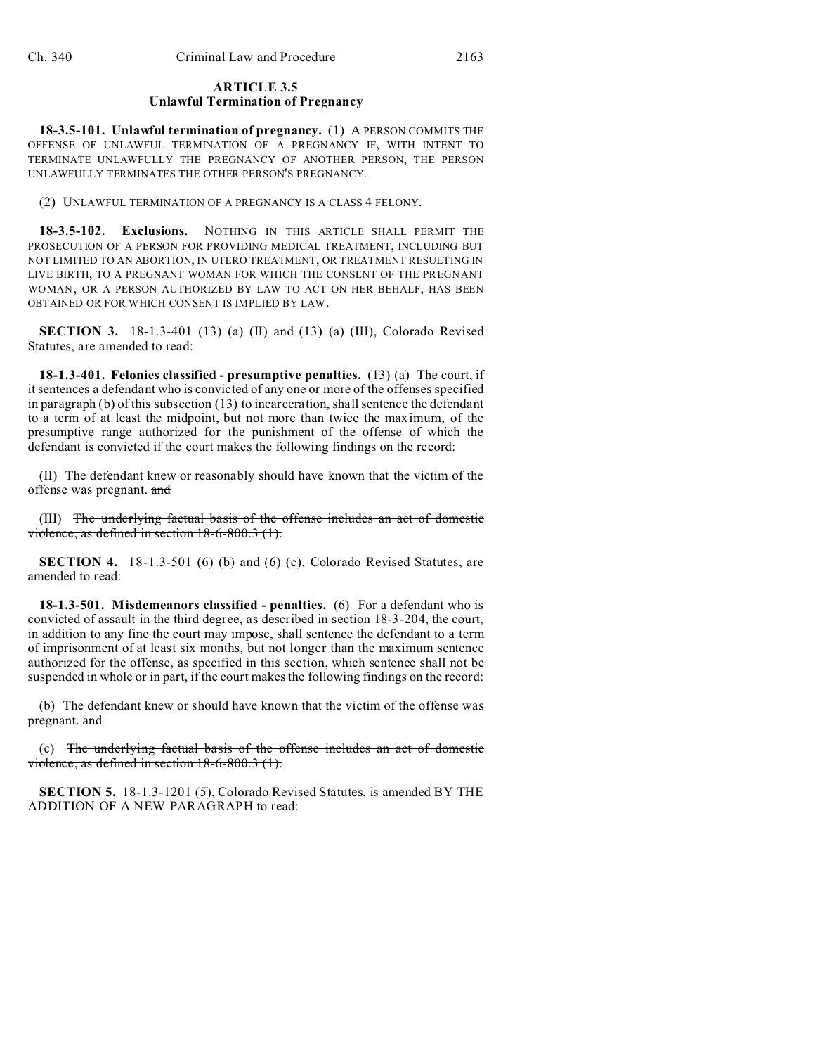## ARTICLE 3.5
### Unlawful Termination of Pregnancy

**18-3.5-101. Unlawful termination of pregnancy.** (1) A PERSON COMMITS THE OFFENSE OF UNLAWFUL TERMINATION OF A PREGNANCY IF, WITH INTENT TO TERMINATE UNLAWFULLY THE PREGNANCY OF ANOTHER PERSON, THE PERSON UNLAWFULLY TERMINATES THE OTHER PERSON'S PREGNANCY.

(2) UNLAWFUL TERMINATION OF A PREGNANCY IS A CLASS 4 FELONY.

**18-3.5-102. Exclusions.** NOTHING IN THIS ARTICLE SHALL PERMIT THE PROSECUTION OF A PERSON FOR PROVIDING MEDICAL TREATMENT, INCLUDING BUT NOT LIMITED TO AN ABORTION, IN UTERO TREATMENT, OR TREATMENT RESULTING IN LIVE BIRTH, TO A PREGNANT WOMAN FOR WHICH THE CONSENT OF THE PREGNANT WOMAN, OR A PERSON AUTHORIZED BY LAW TO ACT ON HER BEHALF, HAS BEEN OBTAINED OR FOR WHICH CONSENT IS IMPLIED BY LAW.

**SECTION 3.** 18-1.3-401 (13) (a) (II) and (13) (a) (III), Colorado Revised Statutes, are amended to read:

**18-1.3-401. Felonies classified - presumptive penalties.** (13) (a) The court, if it sentences a defendant who is convicted of any one or more of the offenses specified in paragraph (b) of this subsection (13) to incarceration, shall sentence the defendant to a term of at least the midpoint, but not more than twice the maximum, of the presumptive range authorized for the punishment of the offense of which the defendant is convicted if the court makes the following findings on the record:

(II) The defendant knew or reasonably should have known that the victim of the offense was pregnant. ~~and~~

(III) ~~The underlying factual basis of the offense includes an act of domestic violence, as defined in section 18-6-800.3 (1).~~

**SECTION 4.** 18-1.3-501 (6) (b) and (6) (c), Colorado Revised Statutes, are amended to read:

**18-1.3-501. Misdemeanors classified - penalties.** (6) For a defendant who is convicted of assault in the third degree, as described in section 18-3-204, the court, in addition to any fine the court may impose, shall sentence the defendant to a term of imprisonment of at least six months, but not longer than the maximum sentence authorized for the offense, as specified in this section, which sentence shall not be suspended in whole or in part, if the court makes the following findings on the record:

(b) The defendant knew or should have known that the victim of the offense was pregnant. ~~and~~

(c) ~~The underlying factual basis of the offense includes an act of domestic violence, as defined in section 18-6-800.3 (1).~~

**SECTION 5.** 18-1.3-1201 (5), Colorado Revised Statutes, is amended BY THE ADDITION OF A NEW PARAGRAPH to read: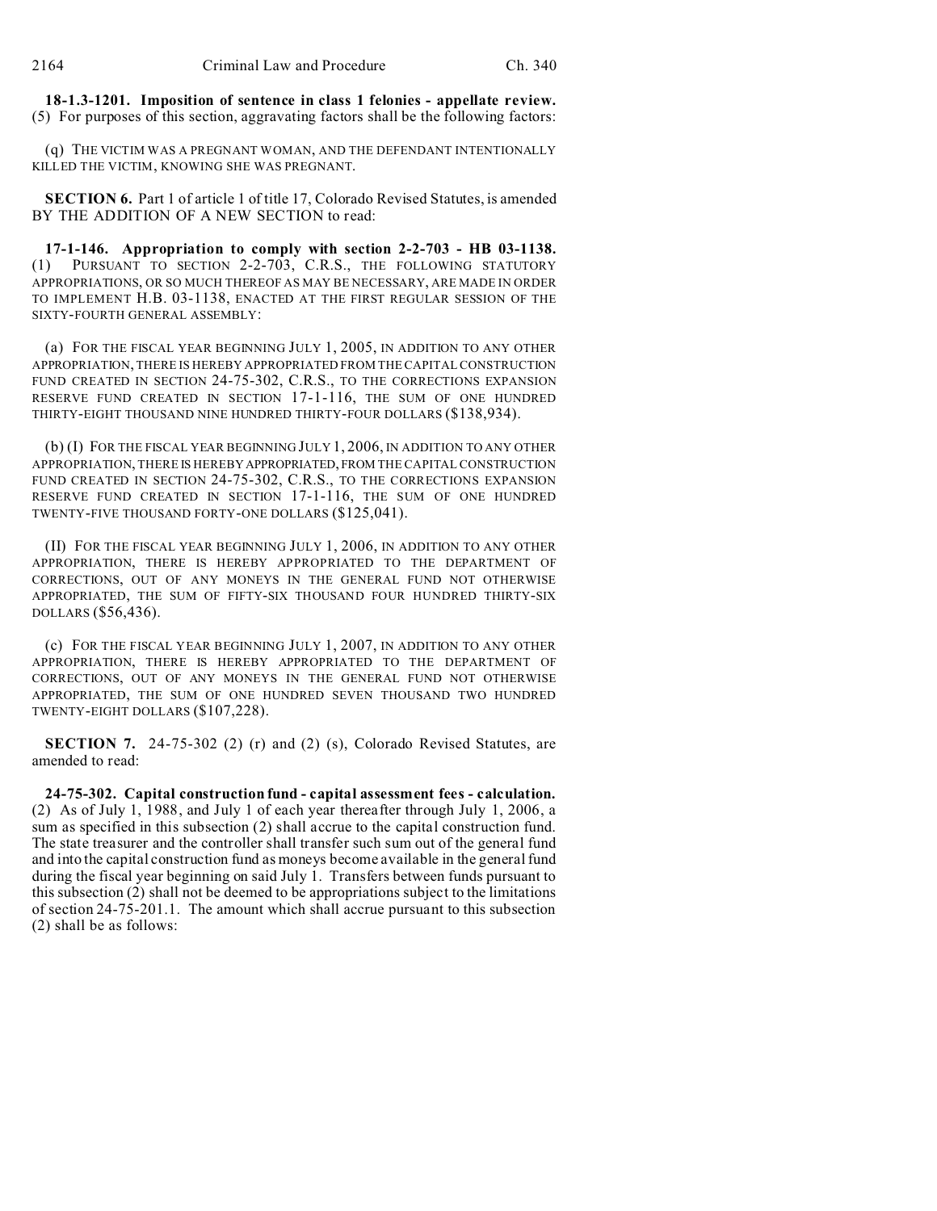**18-1.3-1201. Imposition of sentence in class 1 felonies - appellate review.** (5) For purposes of this section, aggravating factors shall be the following factors:

(q) THE VICTIM WAS A PREGNANT WOMAN, AND THE DEFENDANT INTENTIONALLY KILLED THE VICTIM, KNOWING SHE WAS PREGNANT.

**SECTION 6.** Part 1 of article 1 of title 17, Colorado Revised Statutes, is amended BY THE ADDITION OF A NEW SECTION to read:

**17-1-146. Appropriation to comply with section 2-2-703 - HB 03-1138.** (1) PURSUANT TO SECTION 2-2-703, C.R.S., THE FOLLOWING STATUTORY APPROPRIATIONS, OR SO MUCH THEREOF AS MAY BE NECESSARY, ARE MADE IN ORDER TO IMPLEMENT H.B. 03-1138, ENACTED AT THE FIRST REGULAR SESSION OF THE SIXTY-FOURTH GENERAL ASSEMBLY:

(a) FOR THE FISCAL YEAR BEGINNING JULY 1, 2005, IN ADDITION TO ANY OTHER APPROPRIATION, THERE IS HEREBY APPROPRIATED FROM THE CAPITAL CONSTRUCTION FUND CREATED IN SECTION 24-75-302, C.R.S., TO THE CORRECTIONS EXPANSION RESERVE FUND CREATED IN SECTION 17-1-116, THE SUM OF ONE HUNDRED THIRTY-EIGHT THOUSAND NINE HUNDRED THIRTY-FOUR DOLLARS ($138,934).

(b) (I) FOR THE FISCAL YEAR BEGINNING JULY 1, 2006, IN ADDITION TO ANY OTHER APPROPRIATION, THERE IS HEREBY APPROPRIATED, FROM THE CAPITAL CONSTRUCTION FUND CREATED IN SECTION 24-75-302, C.R.S., TO THE CORRECTIONS EXPANSION RESERVE FUND CREATED IN SECTION 17-1-116, THE SUM OF ONE HUNDRED TWENTY-FIVE THOUSAND FORTY-ONE DOLLARS ($125,041).

(II) FOR THE FISCAL YEAR BEGINNING JULY 1, 2006, IN ADDITION TO ANY OTHER APPROPRIATION, THERE IS HEREBY APPROPRIATED TO THE DEPARTMENT OF CORRECTIONS, OUT OF ANY MONEYS IN THE GENERAL FUND NOT OTHERWISE APPROPRIATED, THE SUM OF FIFTY-SIX THOUSAND FOUR HUNDRED THIRTY-SIX DOLLARS ($56,436).

(c) FOR THE FISCAL YEAR BEGINNING JULY 1, 2007, IN ADDITION TO ANY OTHER APPROPRIATION, THERE IS HEREBY APPROPRIATED TO THE DEPARTMENT OF CORRECTIONS, OUT OF ANY MONEYS IN THE GENERAL FUND NOT OTHERWISE APPROPRIATED, THE SUM OF ONE HUNDRED SEVEN THOUSAND TWO HUNDRED TWENTY-EIGHT DOLLARS ($107,228).

**SECTION 7.** 24-75-302 (2) (r) and (2) (s), Colorado Revised Statutes, are amended to read:

**24-75-302. Capital construction fund - capital assessment fees - calculation.** (2) As of July 1, 1988, and July 1 of each year thereafter through July 1, 2006, a sum as specified in this subsection (2) shall accrue to the capital construction fund. The state treasurer and the controller shall transfer such sum out of the general fund and into the capital construction fund as moneys become available in the general fund during the fiscal year beginning on said July 1. Transfers between funds pursuant to this subsection (2) shall not be deemed to be appropriations subject to the limitations of section 24-75-201.1. The amount which shall accrue pursuant to this subsection (2) shall be as follows: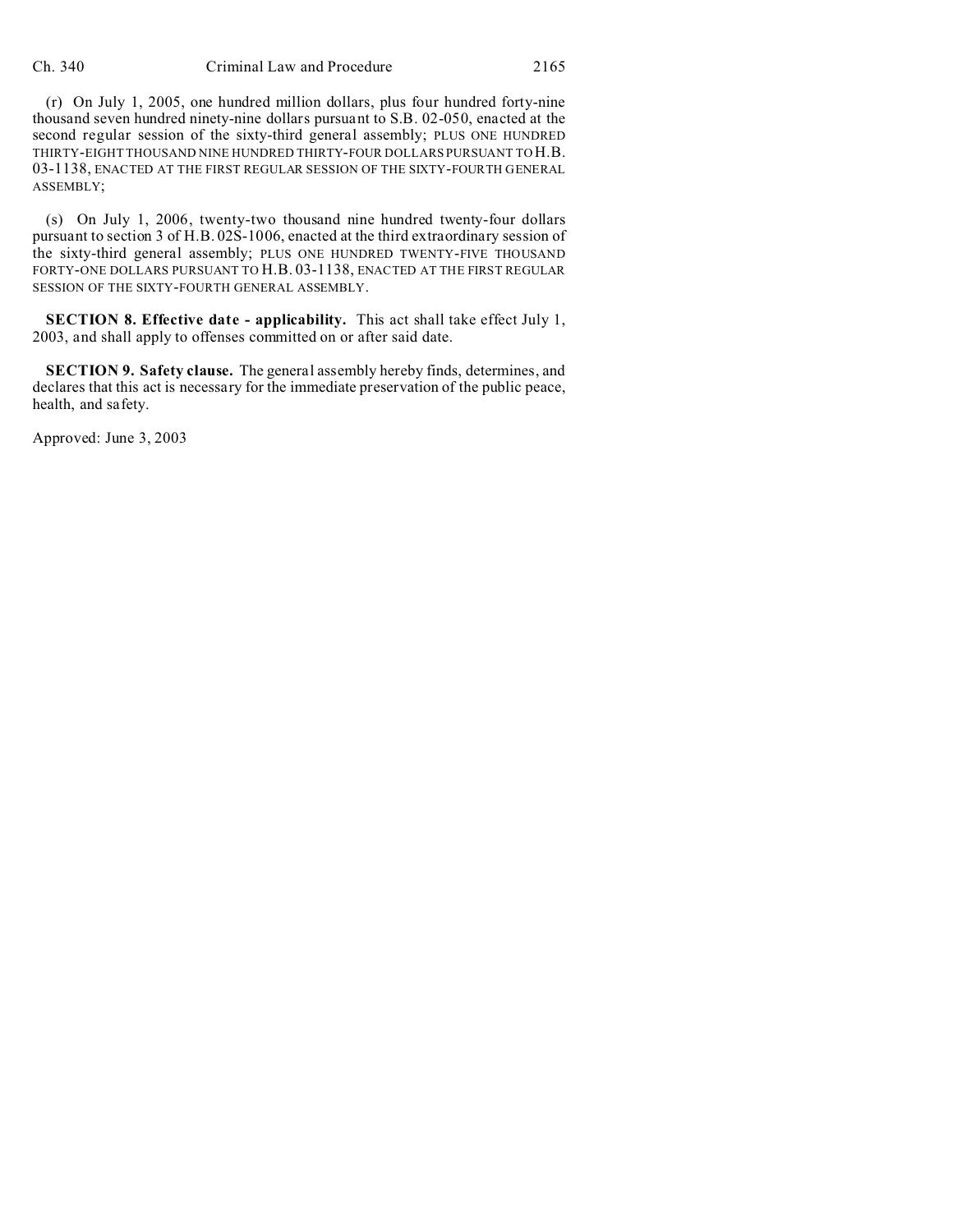(r) On July 1, 2005, one hundred million dollars, plus four hundred forty-nine thousand seven hundred ninety-nine dollars pursuant to S.B. 02-050, enacted at the second regular session of the sixty-third general assembly; PLUS ONE HUNDRED THIRTY-EIGHT THOUSAND NINE HUNDRED THIRTY-FOUR DOLLARS PURSUANT TO H.B. 03-1138, ENACTED AT THE FIRST REGULAR SESSION OF THE SIXTY-FOURTH GENERAL ASSEMBLY;

(s) On July 1, 2006, twenty-two thousand nine hundred twenty-four dollars pursuant to section 3 of H.B. 02S-1006, enacted at the third extraordinary session of the sixty-third general assembly; PLUS ONE HUNDRED TWENTY-FIVE THOUSAND FORTY-ONE DOLLARS PURSUANT TO H.B. 03-1138, ENACTED AT THE FIRST REGULAR SESSION OF THE SIXTY-FOURTH GENERAL ASSEMBLY.

**SECTION 8. Effective date - applicability.** This act shall take effect July 1, 2003, and shall apply to offenses committed on or after said date.

**SECTION 9. Safety clause.** The general assembly hereby finds, determines, and declares that this act is necessary for the immediate preservation of the public peace, health, and safety.

Approved: June 3, 2003